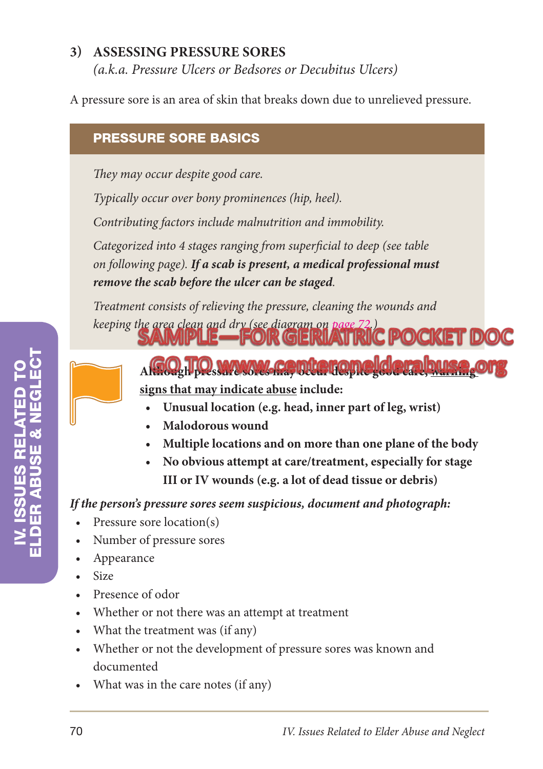## 3) ASSESSING PRESSURE SORES

*(a.k.a. Pressure Ulcers or Bedsores or Decubitus Ulcers)*

A pressure sore is an area of skin that breaks down due to unrelieved pressure.

### PRESSURE SORE BASICS

*They may occur despite good care.*

*Typically occur over bony prominences (hip, heel).*

*Contributing factors include malnutrition and immobility.*

*Categorized into 4 stages ranging from superficial to deep (see table on following page).* ***If a scab is present, a medical professional must remove the scab before the ulcer can be staged.***

*Treatment consists of relieving the pressure, cleaning the wounds and keeping the area clean and dry (see diagram on page 72.)*

SAMPLE—FOR GERIATRIC POCKET DOC

GO TO www.centeronelderabuse.org

**Although pressure sores may occur despite good care, <u>warning signs that may indicate abuse</u> include:**

- **Unusual location (e.g. head, inner part of leg, wrist)**
- **Malodorous wound**
- **Multiple locations and on more than one plane of the body**
- **No obvious attempt at care/treatment, especially for stage III or IV wounds (e.g. a lot of dead tissue or debris)**

***If the person's pressure sores seem suspicious, document and photograph:***

- Pressure sore location(s)
- Number of pressure sores
- Appearance
- Size
- Presence of odor
- Whether or not there was an attempt at treatment
- What the treatment was (if any)
- Whether or not the development of pressure sores was known and documented
- What was in the care notes (if any)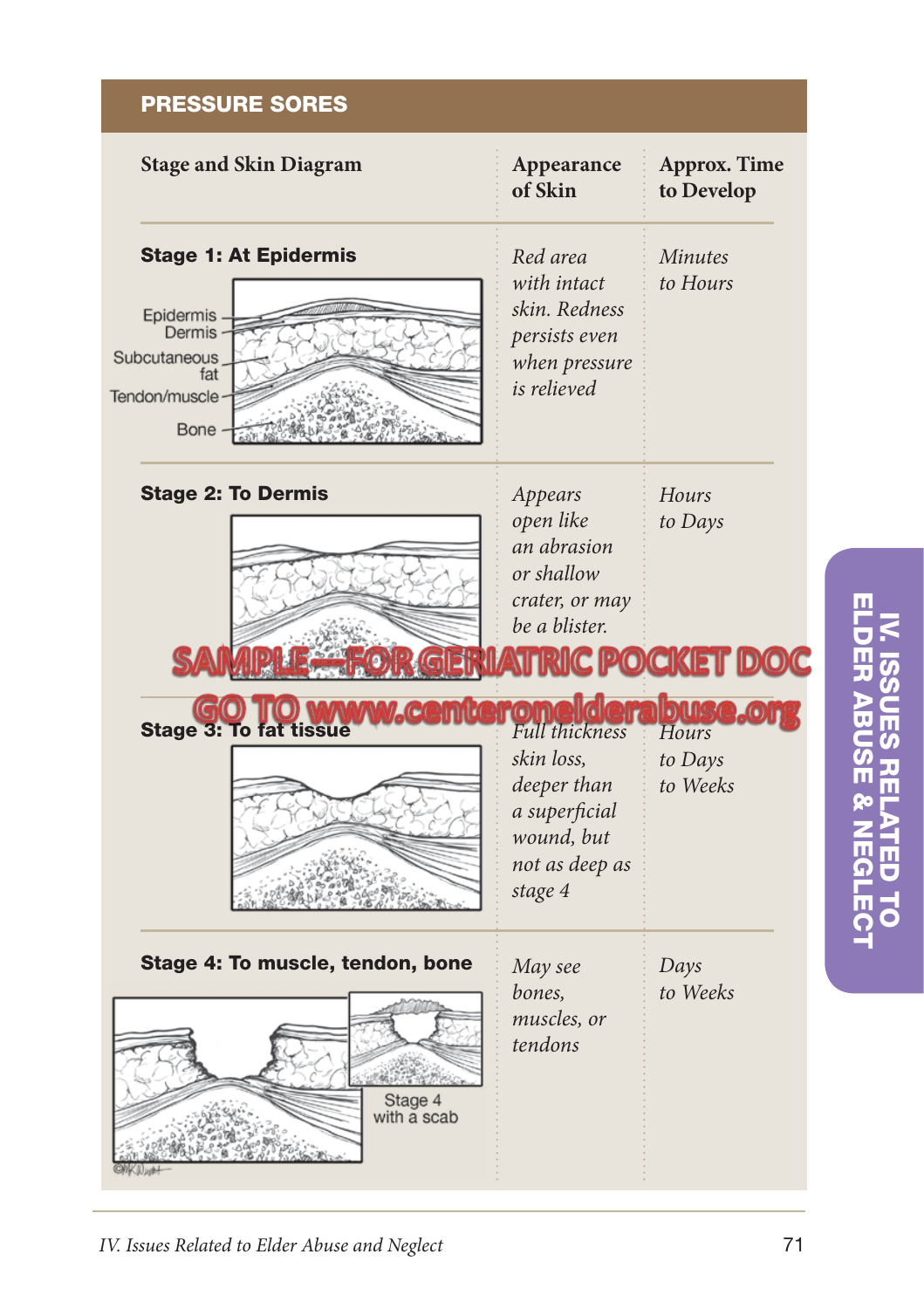## PRESSURE SORES

| Stage and Skin Diagram | Appearance of Skin | Approx. Time to Develop |
|---|---|---|
| **Stage 1: At Epidermis** (Epidermis, Dermis, Subcutaneous fat, Tendon/muscle, Bone) | *Red area with intact skin. Redness persists even when pressure is relieved* | *Minutes to Hours* |
| **Stage 2: To Dermis** | *Appears open like an abrasion or shallow crater, or may be a blister.* | *Hours to Days* |
| **Stage 3: To fat tissue** | *Full thickness skin loss, deeper than a superficial wound, but not as deep as stage 4* | *Hours to Days to Weeks* |
| **Stage 4: To muscle, tendon, bone** (Stage 4 with a scab) | *May see bones, muscles, or tendons* | *Days to Weeks* |

SAMPLE—FOR GERIATRIC POCKET DOC

GO TO www.centeronelderabuse.org